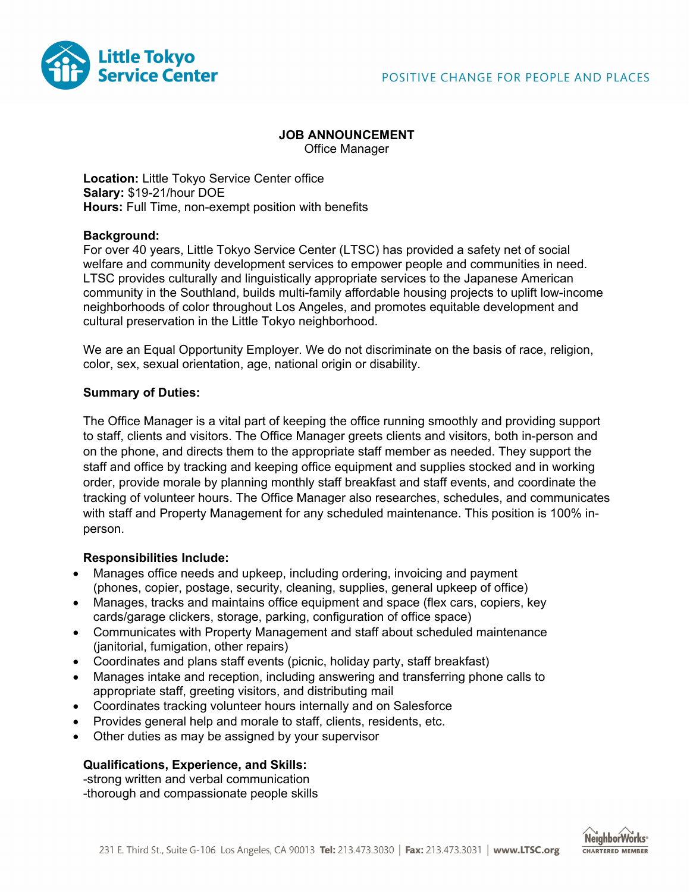# JOB ANNOUNCEMENT

Office Manager

**Location:** Little Tokyo Service Center office
**Salary:** $19-21/hour DOE
**Hours:** Full Time, non-exempt position with benefits

**Background:**
For over 40 years, Little Tokyo Service Center (LTSC) has provided a safety net of social welfare and community development services to empower people and communities in need. LTSC provides culturally and linguistically appropriate services to the Japanese American community in the Southland, builds multi-family affordable housing projects to uplift low-income neighborhoods of color throughout Los Angeles, and promotes equitable development and cultural preservation in the Little Tokyo neighborhood.

We are an Equal Opportunity Employer. We do not discriminate on the basis of race, religion, color, sex, sexual orientation, age, national origin or disability.

**Summary of Duties:**

The Office Manager is a vital part of keeping the office running smoothly and providing support to staff, clients and visitors. The Office Manager greets clients and visitors, both in-person and on the phone, and directs them to the appropriate staff member as needed. They support the staff and office by tracking and keeping office equipment and supplies stocked and in working order, provide morale by planning monthly staff breakfast and staff events, and coordinate the tracking of volunteer hours. The Office Manager also researches, schedules, and communicates with staff and Property Management for any scheduled maintenance. This position is 100% in-person.

**Responsibilities Include:**

- Manages office needs and upkeep, including ordering, invoicing and payment (phones, copier, postage, security, cleaning, supplies, general upkeep of office)
- Manages, tracks and maintains office equipment and space (flex cars, copiers, key cards/garage clickers, storage, parking, configuration of office space)
- Communicates with Property Management and staff about scheduled maintenance (janitorial, fumigation, other repairs)
- Coordinates and plans staff events (picnic, holiday party, staff breakfast)
- Manages intake and reception, including answering and transferring phone calls to appropriate staff, greeting visitors, and distributing mail
- Coordinates tracking volunteer hours internally and on Salesforce
- Provides general help and morale to staff, clients, residents, etc.
- Other duties as may be assigned by your supervisor

**Qualifications, Experience, and Skills:**
-strong written and verbal communication
-thorough and compassionate people skills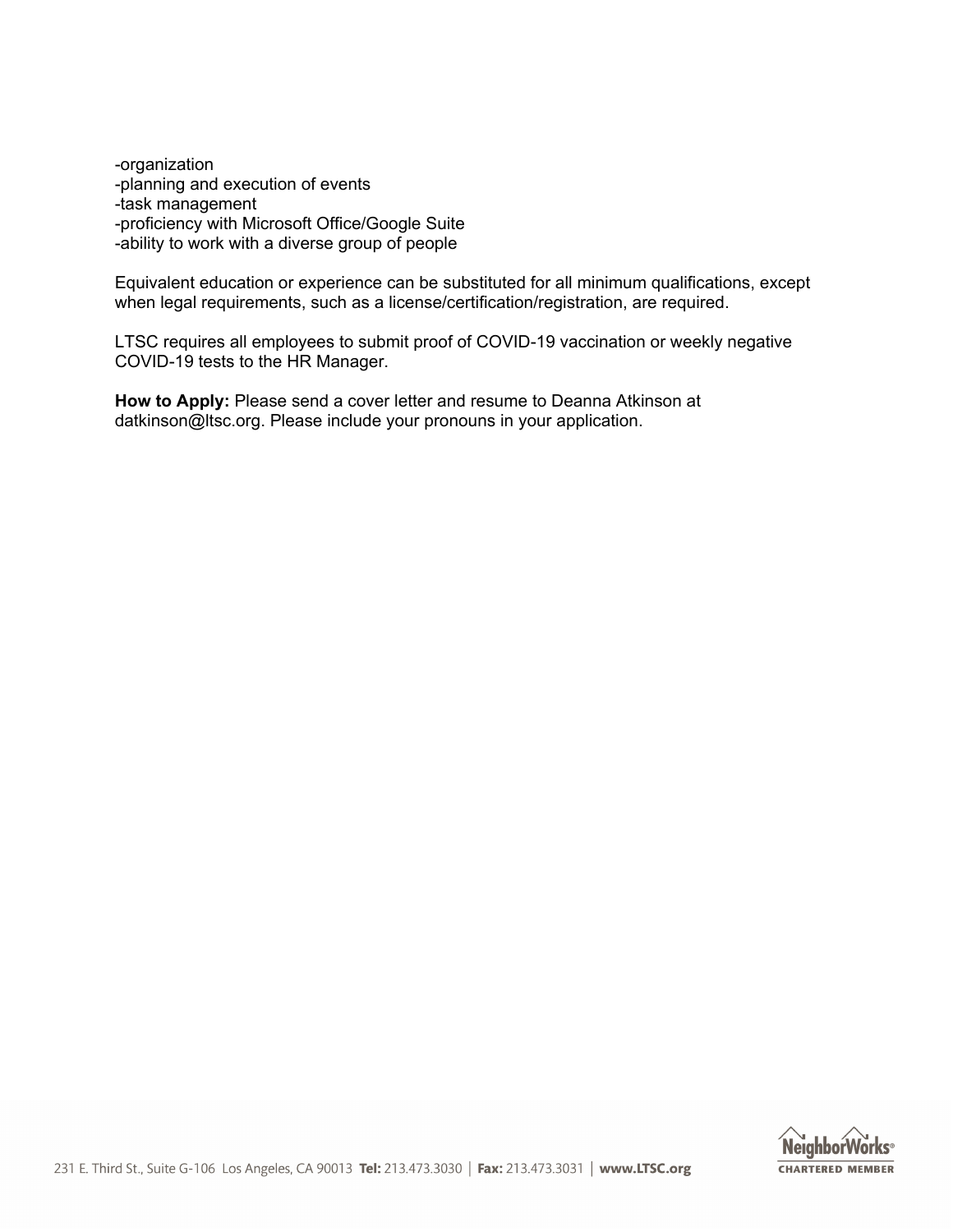-organization
-planning and execution of events
-task management
-proficiency with Microsoft Office/Google Suite
-ability to work with a diverse group of people

Equivalent education or experience can be substituted for all minimum qualifications, except when legal requirements, such as a license/certification/registration, are required.

LTSC requires all employees to submit proof of COVID-19 vaccination or weekly negative COVID-19 tests to the HR Manager.

**How to Apply:** Please send a cover letter and resume to Deanna Atkinson at datkinson@ltsc.org. Please include your pronouns in your application.